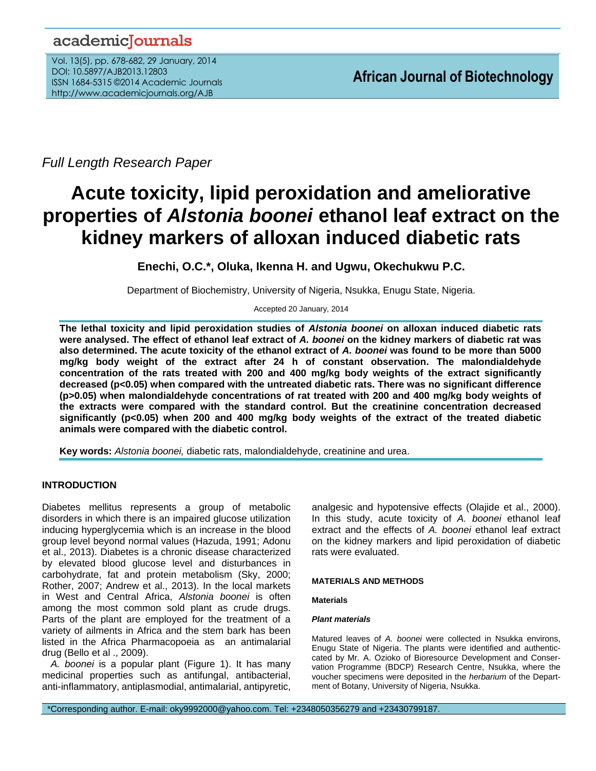Full Length Research Paper

# Acute toxicity, lipid peroxidation and ameliorative properties of *Alstonia boonei* ethanol leaf extract on the kidney markers of alloxan induced diabetic rats

**Enechi, O.C.\*, Oluka, Ikenna H. and Ugwu, Okechukwu P.C.**

Department of Biochemistry, University of Nigeria, Nsukka, Enugu State, Nigeria.

Accepted 20 January, 2014

**The lethal toxicity and lipid peroxidation studies of *Alstonia boonei* on alloxan induced diabetic rats were analysed. The effect of ethanol leaf extract of *A. boonei* on the kidney markers of diabetic rat was also determined. The acute toxicity of the ethanol extract of *A. boonei* was found to be more than 5000 mg/kg body weight of the extract after 24 h of constant observation. The malondialdehyde concentration of the rats treated with 200 and 400 mg/kg body weights of the extract significantly decreased ($p<0.05$) when compared with the untreated diabetic rats. There was no significant difference ($p>0.05$) when malondialdehyde concentrations of rat treated with 200 and 400 mg/kg body weights of the extracts were compared with the standard control. But the creatinine concentration decreased significantly ($p<0.05$) when 200 and 400 mg/kg body weights of the extract of the treated diabetic animals were compared with the diabetic control.**

**Key words:** *Alstonia boonei,* diabetic rats, malondialdehyde, creatinine and urea.

## INTRODUCTION

Diabetes mellitus represents a group of metabolic disorders in which there is an impaired glucose utilization inducing hyperglycemia which is an increase in the blood group level beyond normal values (Hazuda, 1991; Adonu et al., 2013). Diabetes is a chronic disease characterized by elevated blood glucose level and disturbances in carbohydrate, fat and protein metabolism (Sky, 2000; Rother, 2007; Andrew et al., 2013). In the local markets in West and Central Africa, *Alstonia boonei* is often among the most common sold plant as crude drugs. Parts of the plant are employed for the treatment of a variety of ailments in Africa and the stem bark has been listed in the Africa Pharmacopoeia as an antimalarial drug (Bello et al ., 2009).

*A. boonei* is a popular plant (Figure 1). It has many medicinal properties such as antifungal, antibacterial, anti-inflammatory, antiplasmodial, antimalarial, antipyretic, analgesic and hypotensive effects (Olajide et al., 2000). In this study, acute toxicity of *A. boonei* ethanol leaf extract and the effects of *A. boonei* ethanol leaf extract on the kidney markers and lipid peroxidation of diabetic rats were evaluated.

## MATERIALS AND METHODS

### Materials

#### *Plant materials*

Matured leaves of *A. boonei* were collected in Nsukka environs, Enugu State of Nigeria. The plants were identified and authenticcated by Mr. A. Ozioko of Bioresource Development and Conservation Programme (BDCP) Research Centre, Nsukka, where the voucher specimens were deposited in the *herbarium* of the Department of Botany, University of Nigeria, Nsukka.

\*Corresponding author. E-mail: oky9992000@yahoo.com. Tel: +2348050356279 and +23430799187.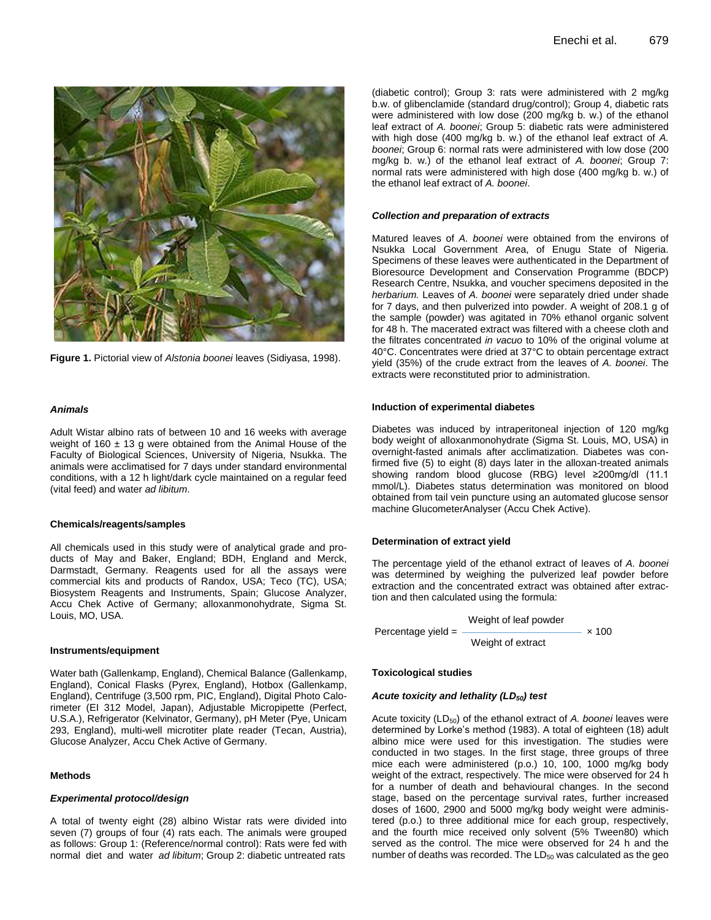Figure 1. Pictorial view of *Alstonia boonei* leaves (Sidiyasa, 1998).

### *Animals*

Adult Wistar albino rats of between 10 and 16 weeks with average weight of 160 ± 13 g were obtained from the Animal House of the Faculty of Biological Sciences, University of Nigeria, Nsukka. The animals were acclimatised for 7 days under standard environmental conditions, with a 12 h light/dark cycle maintained on a regular feed (vital feed) and water *ad libitum*.

### Chemicals/reagents/samples

All chemicals used in this study were of analytical grade and products of May and Baker, England; BDH, England and Merck, Darmstadt, Germany. Reagents used for all the assays were commercial kits and products of Randox, USA; Teco (TC), USA; Biosystem Reagents and Instruments, Spain; Glucose Analyzer, Accu Chek Active of Germany; alloxanmonohydrate, Sigma St. Louis, MO, USA.

### Instruments/equipment

Water bath (Gallenkamp, England), Chemical Balance (Gallenkamp, England), Conical Flasks (Pyrex, England), Hotbox (Gallenkamp, England), Centrifuge (3,500 rpm, PIC, England), Digital Photo Calorimeter (EI 312 Model, Japan), Adjustable Micropipette (Perfect, U.S.A.), Refrigerator (Kelvinator, Germany), pH Meter (Pye, Unicam 293, England), multi-well microtiter plate reader (Tecan, Austria), Glucose Analyzer, Accu Chek Active of Germany.

### Methods

### *Experimental protocol/design*

A total of twenty eight (28) albino Wistar rats were divided into seven (7) groups of four (4) rats each. The animals were grouped as follows: Group 1: (Reference/normal control): Rats were fed with normal diet and water *ad libitum*; Group 2: diabetic untreated rats (diabetic control); Group 3: rats were administered with 2 mg/kg b.w. of glibenclamide (standard drug/control); Group 4, diabetic rats were administered with low dose (200 mg/kg b. w.) of the ethanol leaf extract of *A. boonei*; Group 5: diabetic rats were administered with high dose (400 mg/kg b. w.) of the ethanol leaf extract of *A. boonei*; Group 6: normal rats were administered with low dose (200 mg/kg b. w.) of the ethanol leaf extract of *A. boonei*; Group 7: normal rats were administered with high dose (400 mg/kg b. w.) of the ethanol leaf extract of *A. boonei*.

### *Collection and preparation of extracts*

Matured leaves of *A. boonei* were obtained from the environs of Nsukka Local Government Area, of Enugu State of Nigeria. Specimens of these leaves were authenticated in the Department of Bioresource Development and Conservation Programme (BDCP) Research Centre, Nsukka, and voucher specimens deposited in the *herbarium.* Leaves of *A. boonei* were separately dried under shade for 7 days, and then pulverized into powder. A weight of 208.1 g of the sample (powder) was agitated in 70% ethanol organic solvent for 48 h. The macerated extract was filtered with a cheese cloth and the filtrates concentrated *in vacuo* to 10% of the original volume at 40°C. Concentrates were dried at 37°C to obtain percentage extract yield (35%) of the crude extract from the leaves of *A. boonei*. The extracts were reconstituted prior to administration.

### Induction of experimental diabetes

Diabetes was induced by intraperitoneal injection of 120 mg/kg body weight of alloxanmonohydrate (Sigma St. Louis, MO, USA) in overnight-fasted animals after acclimatization. Diabetes was confirmed five (5) to eight (8) days later in the alloxan-treated animals showing random blood glucose (RBG) level ≥200mg/dl (11.1 mmol/L). Diabetes status determination was monitored on blood obtained from tail vein puncture using an automated glucose sensor machine GlucometerAnalyser (Accu Chek Active).

### Determination of extract yield

The percentage yield of the ethanol extract of leaves of *A. boonei* was determined by weighing the pulverized leaf powder before extraction and the concentrated extract was obtained after extraction and then calculated using the formula:

$$\text{Percentage yield} = \frac{\text{Weight of leaf powder}}{\text{Weight of extract}} \times 100$$

### Toxicological studies

### *Acute toxicity and lethality (LD$_{50}$) test*

Acute toxicity (LD$_{50}$) of the ethanol extract of *A. boonei* leaves were determined by Lorke's method (1983). A total of eighteen (18) adult albino mice were used for this investigation. The studies were conducted in two stages. In the first stage, three groups of three mice each were administered (p.o.) 10, 100, 1000 mg/kg body weight of the extract, respectively. The mice were observed for 24 h for a number of death and behavioural changes. In the second stage, based on the percentage survival rates, further increased doses of 1600, 2900 and 5000 mg/kg body weight were administered (p.o.) to three additional mice for each group, respectively, and the fourth mice received only solvent (5% Tween80) which served as the control. The mice were observed for 24 h and the number of deaths was recorded. The LD$_{50}$ was calculated as the geo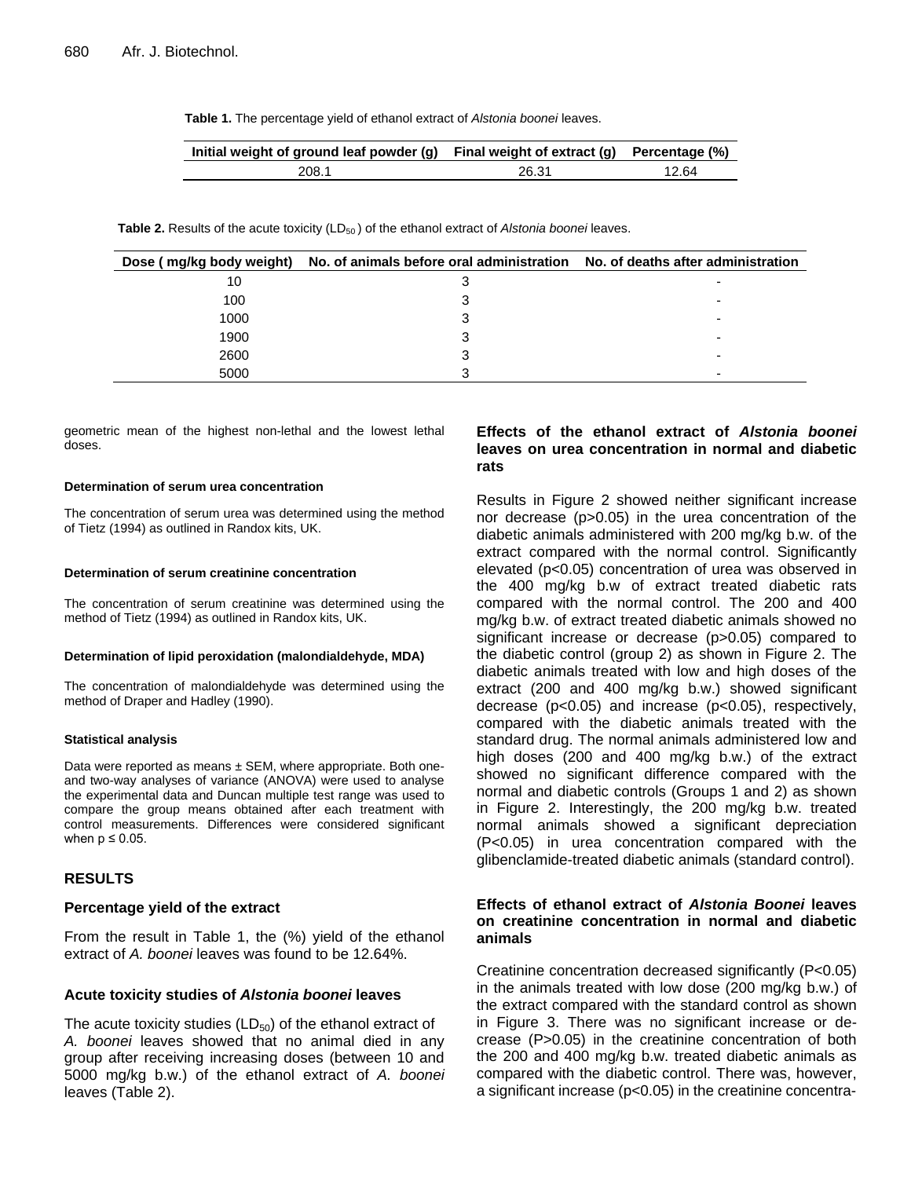**Table 1.** The percentage yield of ethanol extract of *Alstonia boonei* leaves.

| Initial weight of ground leaf powder (g) | Final weight of extract (g) | Percentage (%) |
|---|---|---|
| 208.1 | 26.31 | 12.64 |

**Table 2.** Results of the acute toxicity ($LD_{50}$) of the ethanol extract of *Alstonia boonei* leaves.

| Dose ( mg/kg body weight) | No. of animals before oral administration | No. of deaths after administration |
|---|---|---|
| 10 | 3 | - |
| 100 | 3 | - |
| 1000 | 3 | - |
| 1900 | 3 | - |
| 2600 | 3 | - |
| 5000 | 3 | - |

geometric mean of the highest non-lethal and the lowest lethal doses.

#### Determination of serum urea concentration

The concentration of serum urea was determined using the method of Tietz (1994) as outlined in Randox kits, UK.

#### Determination of serum creatinine concentration

The concentration of serum creatinine was determined using the method of Tietz (1994) as outlined in Randox kits, UK.

#### Determination of lipid peroxidation (malondialdehyde, MDA)

The concentration of malondialdehyde was determined using the method of Draper and Hadley (1990).

#### Statistical analysis

Data were reported as means ± SEM, where appropriate. Both one- and two-way analyses of variance (ANOVA) were used to analyse the experimental data and Duncan multiple test range was used to compare the group means obtained after each treatment with control measurements. Differences were considered significant when p ≤ 0.05.

## RESULTS

### Percentage yield of the extract

From the result in Table 1, the (%) yield of the ethanol extract of *A. boonei* leaves was found to be 12.64%.

### Acute toxicity studies of *Alstonia boonei* leaves

The acute toxicity studies ($LD_{50}$) of the ethanol extract of *A. boonei* leaves showed that no animal died in any group after receiving increasing doses (between 10 and 5000 mg/kg b.w.) of the ethanol extract of *A. boonei* leaves (Table 2).

### Effects of the ethanol extract of *Alstonia boonei* leaves on urea concentration in normal and diabetic rats

Results in Figure 2 showed neither significant increase nor decrease (p>0.05) in the urea concentration of the diabetic animals administered with 200 mg/kg b.w. of the extract compared with the normal control. Significantly elevated (p<0.05) concentration of urea was observed in the 400 mg/kg b.w of extract treated diabetic rats compared with the normal control. The 200 and 400 mg/kg b.w. of extract treated diabetic animals showed no significant increase or decrease (p>0.05) compared to the diabetic control (group 2) as shown in Figure 2. The diabetic animals treated with low and high doses of the extract (200 and 400 mg/kg b.w.) showed significant decrease (p<0.05) and increase (p<0.05), respectively, compared with the diabetic animals treated with the standard drug. The normal animals administered low and high doses (200 and 400 mg/kg b.w.) of the extract showed no significant difference compared with the normal and diabetic controls (Groups 1 and 2) as shown in Figure 2. Interestingly, the 200 mg/kg b.w. treated normal animals showed a significant depreciation (P<0.05) in urea concentration compared with the glibenclamide-treated diabetic animals (standard control).

### Effects of ethanol extract of *Alstonia Boonei* leaves on creatinine concentration in normal and diabetic animals

Creatinine concentration decreased significantly (P<0.05) in the animals treated with low dose (200 mg/kg b.w.) of the extract compared with the standard control as shown in Figure 3. There was no significant increase or decrease (P>0.05) in the creatinine concentration of both the 200 and 400 mg/kg b.w. treated diabetic animals as compared with the diabetic control. There was, however, a significant increase (p<0.05) in the creatinine concentra-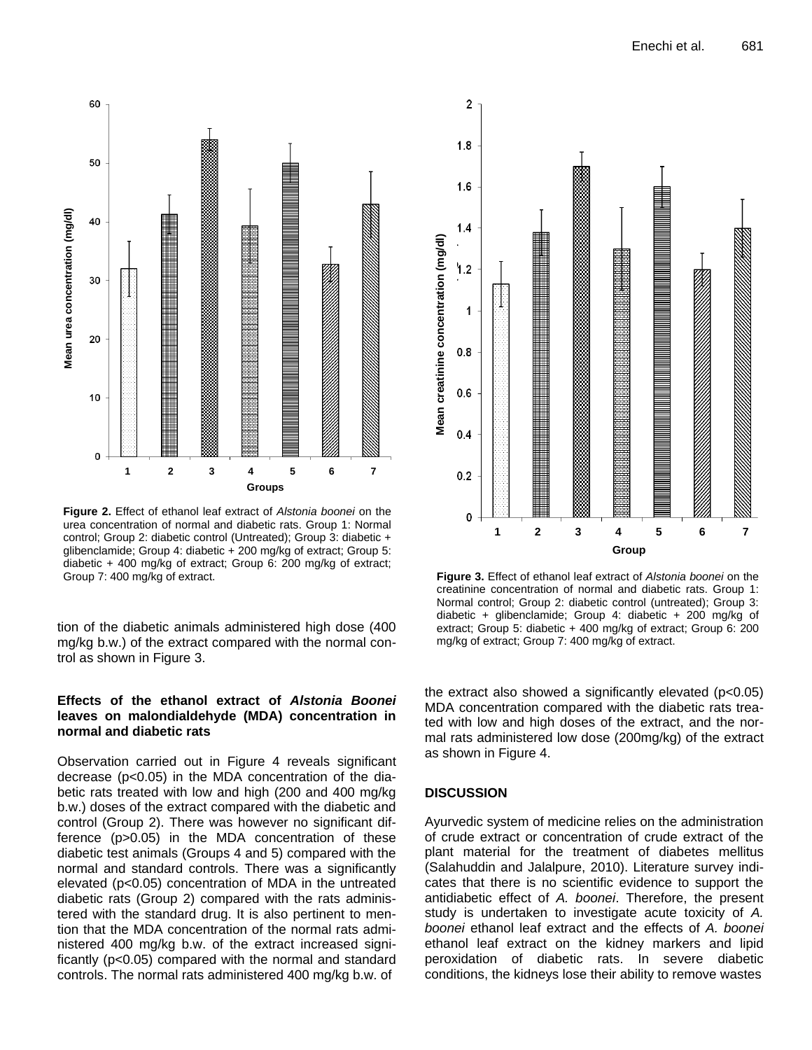**Figure 2.** Effect of ethanol leaf extract of *Alstonia boonei* on the urea concentration of normal and diabetic rats. Group 1: Normal control; Group 2: diabetic control (Untreated); Group 3: diabetic + glibenclamide; Group 4: diabetic + 200 mg/kg of extract; Group 5: diabetic + 400 mg/kg of extract; Group 6: 200 mg/kg of extract; Group 7: 400 mg/kg of extract.

**Figure 3.** Effect of ethanol leaf extract of *Alstonia boonei* on the creatinine concentration of normal and diabetic rats. Group 1: Normal control; Group 2: diabetic control (untreated); Group 3: diabetic + glibenclamide; Group 4: diabetic + 200 mg/kg of extract; Group 5: diabetic + 400 mg/kg of extract; Group 6: 200 mg/kg of extract; Group 7: 400 mg/kg of extract.

tion of the diabetic animals administered high dose (400 mg/kg b.w.) of the extract compared with the normal control as shown in Figure 3.

### Effects of the ethanol extract of *Alstonia Boonei* leaves on malondialdehyde (MDA) concentration in normal and diabetic rats

Observation carried out in Figure 4 reveals significant decrease ($p<0.05$) in the MDA concentration of the diabetic rats treated with low and high (200 and 400 mg/kg b.w.) doses of the extract compared with the diabetic and control (Group 2). There was however no significant difference ($p>0.05$) in the MDA concentration of these diabetic test animals (Groups 4 and 5) compared with the normal and standard controls. There was a significantly elevated ($p<0.05$) concentration of MDA in the untreated diabetic rats (Group 2) compared with the rats administered with the standard drug. It is also pertinent to mention that the MDA concentration of the normal rats administered 400 mg/kg b.w. of the extract increased significantly ($p<0.05$) compared with the normal and standard controls. The normal rats administered 400 mg/kg b.w. of the extract also showed a significantly elevated ($p<0.05$) MDA concentration compared with the diabetic rats treated with low and high doses of the extract, and the normal rats administered low dose (200mg/kg) of the extract as shown in Figure 4.

## DISCUSSION

Ayurvedic system of medicine relies on the administration of crude extract or concentration of crude extract of the plant material for the treatment of diabetes mellitus (Salahuddin and Jalalpure, 2010). Literature survey indicates that there is no scientific evidence to support the antidiabetic effect of *A. boonei*. Therefore, the present study is undertaken to investigate acute toxicity of *A. boonei* ethanol leaf extract and the effects of *A. boonei* ethanol leaf extract on the kidney markers and lipid peroxidation of diabetic rats. In severe diabetic conditions, the kidneys lose their ability to remove wastes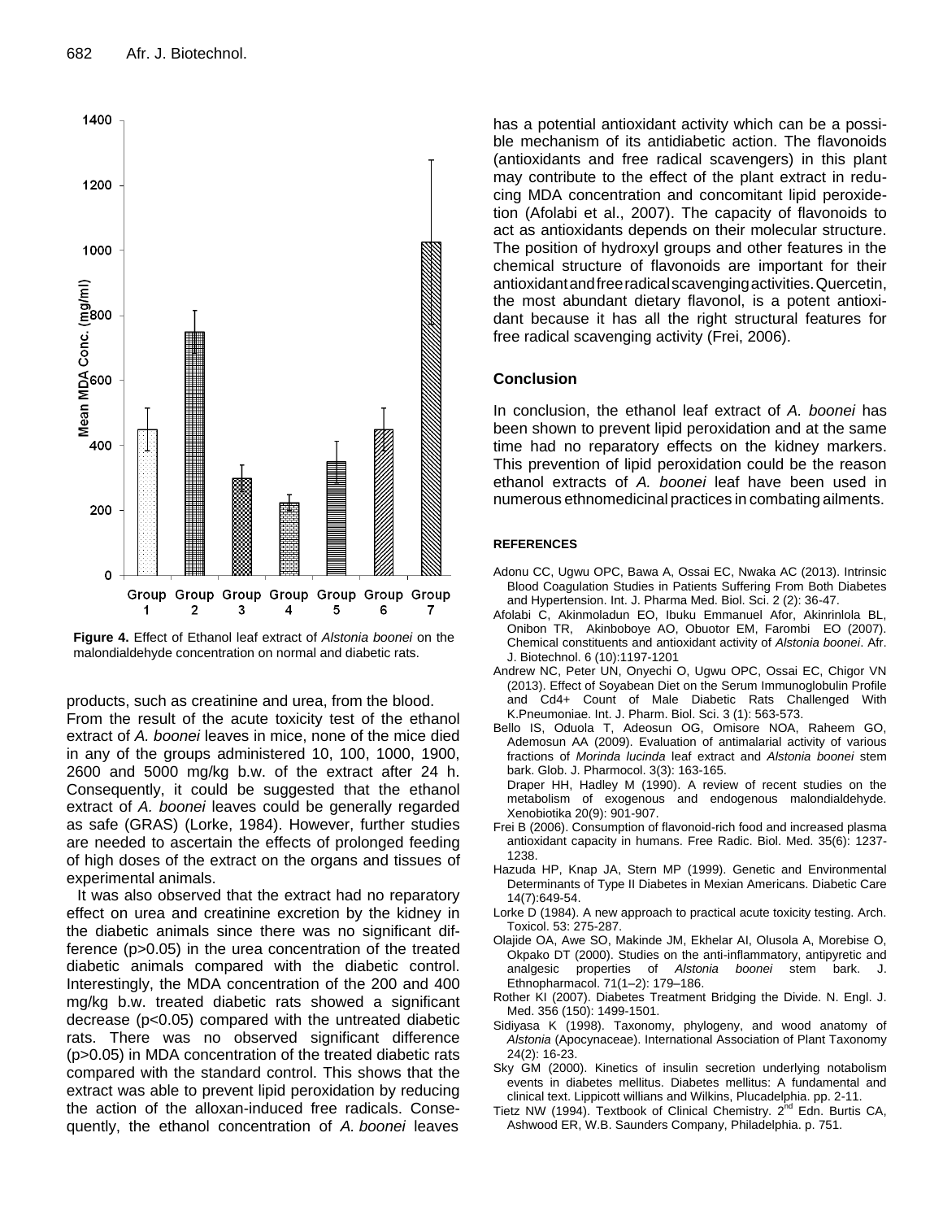1400

1200

1000

800

600

400

200

0

Mean MDA Conc. (mg/ml)

Group 1 Group 2 Group 3 Group 4 Group 5 Group 6 Group 7

**Figure 4.** Effect of Ethanol leaf extract of *Alstonia boonei* on the malondialdehyde concentration on normal and diabetic rats.

products, such as creatinine and urea, from the blood.

From the result of the acute toxicity test of the ethanol extract of *A. boonei* leaves in mice, none of the mice died in any of the groups administered 10, 100, 1000, 1900, 2600 and 5000 mg/kg b.w. of the extract after 24 h. Consequently, it could be suggested that the ethanol extract of *A. boonei* leaves could be generally regarded as safe (GRAS) (Lorke, 1984). However, further studies are needed to ascertain the effects of prolonged feeding of high doses of the extract on the organs and tissues of experimental animals.

It was also observed that the extract had no reparatory effect on urea and creatinine excretion by the kidney in the diabetic animals since there was no significant difference ($p>0.05$) in the urea concentration of the treated diabetic animals compared with the diabetic control. Interestingly, the MDA concentration of the 200 and 400 mg/kg b.w. treated diabetic rats showed a significant decrease ($p<0.05$) compared with the untreated diabetic rats. There was no observed significant difference ($p>0.05$) in MDA concentration of the treated diabetic rats compared with the standard control. This shows that the extract was able to prevent lipid peroxidation by reducing the action of the alloxan-induced free radicals. Consequently, the ethanol concentration of *A. boonei* leaves has a potential antioxidant activity which can be a possible mechanism of its antidiabetic action. The flavonoids (antioxidants and free radical scavengers) in this plant may contribute to the effect of the plant extract in reducing MDA concentration and concomitant lipid peroxidetion (Afolabi et al., 2007). The capacity of flavonoids to act as antioxidants depends on their molecular structure. The position of hydroxyl groups and other features in the chemical structure of flavonoids are important for their antioxidant and free radical scavenging activities. Quercetin, the most abundant dietary flavonol, is a potent antioxidant because it has all the right structural features for free radical scavenging activity (Frei, 2006).

## Conclusion

In conclusion, the ethanol leaf extract of *A. boonei* has been shown to prevent lipid peroxidation and at the same time had no reparatory effects on the kidney markers. This prevention of lipid peroxidation could be the reason ethanol extracts of *A. boonei* leaf have been used in numerous ethnomedicinal practices in combating ailments.

## REFERENCES

Adonu CC, Ugwu OPC, Bawa A, Ossai EC, Nwaka AC (2013). Intrinsic Blood Coagulation Studies in Patients Suffering From Both Diabetes and Hypertension. Int. J. Pharma Med. Biol. Sci. 2 (2): 36-47.

Afolabi C, Akinmoladun EO, Ibuku Emmanuel Afor, Akinrinlola BL, Onibon TR, Akinboboye AO, Obuotor EM, Farombi EO (2007). Chemical constituents and antioxidant activity of *Alstonia boonei*. Afr. J. Biotechnol. 6 (10):1197-1201

Andrew NC, Peter UN, Onyechi O, Ugwu OPC, Ossai EC, Chigor VN (2013). Effect of Soyabean Diet on the Serum Immunoglobulin Profile and Cd4+ Count of Male Diabetic Rats Challenged With K.Pneumoniae. Int. J. Pharm. Biol. Sci. 3 (1): 563-573.

Bello IS, Oduola T, Adeosun OG, Omisore NOA, Raheem GO, Ademosun AA (2009). Evaluation of antimalarial activity of various fractions of *Morinda lucinda* leaf extract and *Alstonia boonei* stem bark. Glob. J. Pharmocol. 3(3): 163-165.

Draper HH, Hadley M (1990). A review of recent studies on the metabolism of exogenous and endogenous malondialdehyde. Xenobiotika 20(9): 901-907.

Frei B (2006). Consumption of flavonoid-rich food and increased plasma antioxidant capacity in humans. Free Radic. Biol. Med. 35(6): 1237-1238.

Hazuda HP, Knap JA, Stern MP (1999). Genetic and Environmental Determinants of Type II Diabetes in Mexian Americans. Diabetic Care 14(7):649-54.

Lorke D (1984). A new approach to practical acute toxicity testing. Arch. Toxicol. 53: 275-287.

Olajide OA, Awe SO, Makinde JM, Ekhelar AI, Olusola A, Morebise O, Okpako DT (2000). Studies on the anti-inflammatory, antipyretic and analgesic properties of *Alstonia boonei* stem bark. J. Ethnopharmacol. 71(1–2): 179–186.

Rother KI (2007). Diabetes Treatment Bridging the Divide. N. Engl. J. Med. 356 (150): 1499-1501.

Sidiyasa K (1998). Taxonomy, phylogeny, and wood anatomy of *Alstonia* (Apocynaceae). International Association of Plant Taxonomy 24(2): 16-23.

Sky GM (2000). Kinetics of insulin secretion underlying notabolism events in diabetes mellitus. Diabetes mellitus: A fundamental and clinical text. Lippicott willians and Wilkins, Plucadelphia. pp. 2-11.

Tietz NW (1994). Textbook of Clinical Chemistry. 2nd Edn. Burtis CA, Ashwood ER, W.B. Saunders Company, Philadelphia. p. 751.